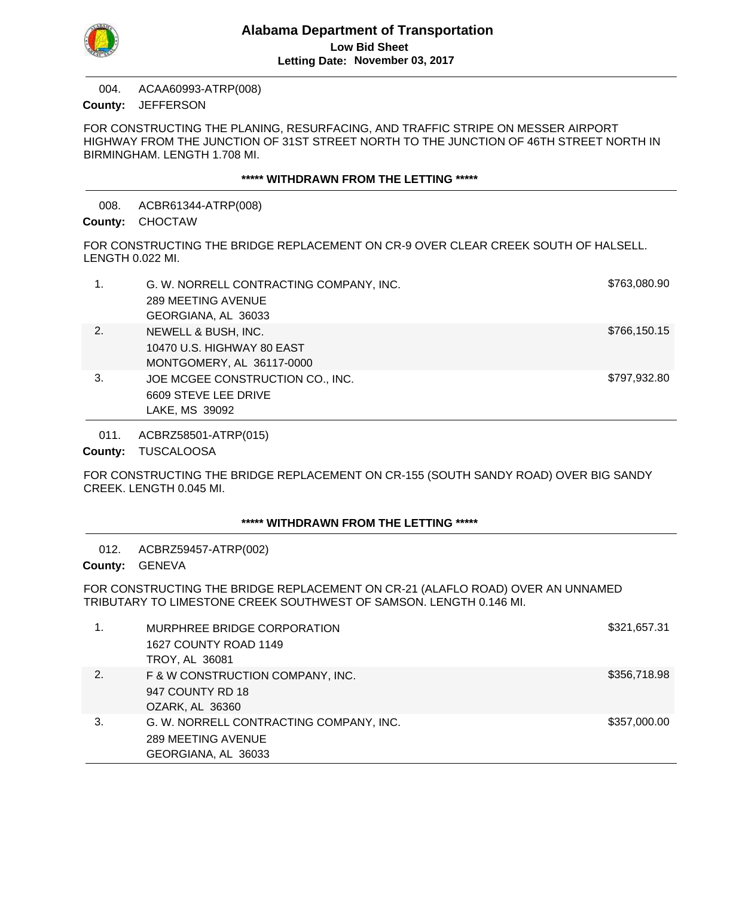# Alabama Department of Transportation

**Low Bid Sheet**

**Letting Date: November 03, 2017**

---

004. ACAA60993-ATRP(008)

**County:** JEFFERSON

FOR CONSTRUCTING THE PLANING, RESURFACING, AND TRAFFIC STRIPE ON MESSER AIRPORT HIGHWAY FROM THE JUNCTION OF 31ST STREET NORTH TO THE JUNCTION OF 46TH STREET NORTH IN BIRMINGHAM. LENGTH 1.708 MI.

**\*\*\*\*\* WITHDRAWN FROM THE LETTING \*\*\*\*\***

---

008. ACBR61344-ATRP(008)

**County:** CHOCTAW

FOR CONSTRUCTING THE BRIDGE REPLACEMENT ON CR-9 OVER CLEAR CREEK SOUTH OF HALSELL. LENGTH 0.022 MI.

| Rank | Bidder | Bid Amount |
|---|---|---|
| 1. | G. W. NORRELL CONTRACTING COMPANY, INC.<br>289 MEETING AVENUE<br>GEORGIANA, AL 36033 | $763,080.90 |
| 2. | NEWELL & BUSH, INC.<br>10470 U.S. HIGHWAY 80 EAST<br>MONTGOMERY, AL 36117-0000 | $766,150.15 |
| 3. | JOE MCGEE CONSTRUCTION CO., INC.<br>6609 STEVE LEE DRIVE<br>LAKE, MS 39092 | $797,932.80 |

---

011. ACBRZ58501-ATRP(015)

**County:** TUSCALOOSA

FOR CONSTRUCTING THE BRIDGE REPLACEMENT ON CR-155 (SOUTH SANDY ROAD) OVER BIG SANDY CREEK. LENGTH 0.045 MI.

**\*\*\*\*\* WITHDRAWN FROM THE LETTING \*\*\*\*\***

---

012. ACBRZ59457-ATRP(002)

**County:** GENEVA

FOR CONSTRUCTING THE BRIDGE REPLACEMENT ON CR-21 (ALAFLO ROAD) OVER AN UNNAMED TRIBUTARY TO LIMESTONE CREEK SOUTHWEST OF SAMSON. LENGTH 0.146 MI.

| Rank | Bidder | Bid Amount |
|---|---|---|
| 1. | MURPHREE BRIDGE CORPORATION<br>1627 COUNTY ROAD 1149<br>TROY, AL 36081 | $321,657.31 |
| 2. | F & W CONSTRUCTION COMPANY, INC.<br>947 COUNTY RD 18<br>OZARK, AL 36360 | $356,718.98 |
| 3. | G. W. NORRELL CONTRACTING COMPANY, INC.<br>289 MEETING AVENUE<br>GEORGIANA, AL 36033 | $357,000.00 |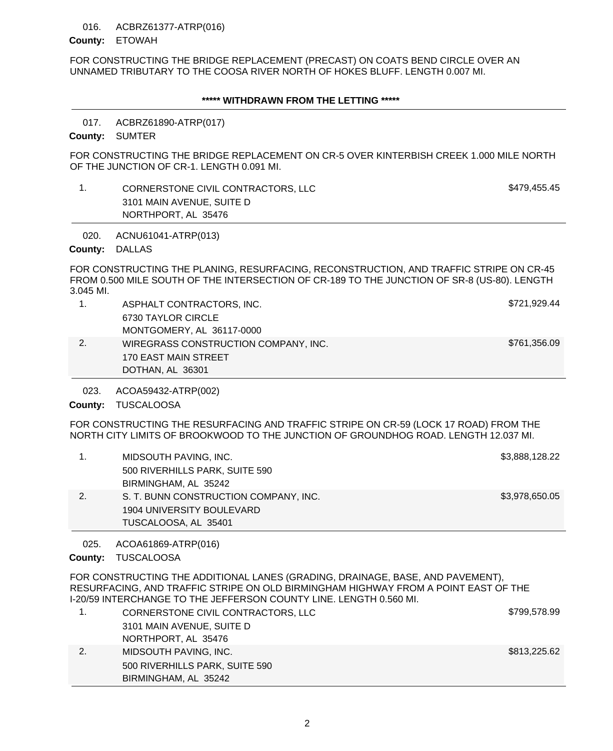016. ACBRZ61377-ATRP(016)

**County:** ETOWAH

FOR CONSTRUCTING THE BRIDGE REPLACEMENT (PRECAST) ON COATS BEND CIRCLE OVER AN UNNAMED TRIBUTARY TO THE COOSA RIVER NORTH OF HOKES BLUFF. LENGTH 0.007 MI.

**\*\*\*\*\* WITHDRAWN FROM THE LETTING \*\*\*\*\***

---

017. ACBRZ61890-ATRP(017)

**County:** SUMTER

FOR CONSTRUCTING THE BRIDGE REPLACEMENT ON CR-5 OVER KINTERBISH CREEK 1.000 MILE NORTH OF THE JUNCTION OF CR-1. LENGTH 0.091 MI.

| | Bidder | Amount |
|---|---|---|
| 1. | CORNERSTONE CIVIL CONTRACTORS, LLC<br>3101 MAIN AVENUE, SUITE D<br>NORTHPORT, AL 35476 | $479,455.45 |

---

020. ACNU61041-ATRP(013)

**County:** DALLAS

FOR CONSTRUCTING THE PLANING, RESURFACING, RECONSTRUCTION, AND TRAFFIC STRIPE ON CR-45 FROM 0.500 MILE SOUTH OF THE INTERSECTION OF CR-189 TO THE JUNCTION OF SR-8 (US-80). LENGTH 3.045 MI.

| | Bidder | Amount |
|---|---|---|
| 1. | ASPHALT CONTRACTORS, INC.<br>6730 TAYLOR CIRCLE<br>MONTGOMERY, AL 36117-0000 | $721,929.44 |
| 2. | WIREGRASS CONSTRUCTION COMPANY, INC.<br>170 EAST MAIN STREET<br>DOTHAN, AL 36301 | $761,356.09 |

---

023. ACOA59432-ATRP(002)

**County:** TUSCALOOSA

FOR CONSTRUCTING THE RESURFACING AND TRAFFIC STRIPE ON CR-59 (LOCK 17 ROAD) FROM THE NORTH CITY LIMITS OF BROOKWOOD TO THE JUNCTION OF GROUNDHOG ROAD. LENGTH 12.037 MI.

| | Bidder | Amount |
|---|---|---|
| 1. | MIDSOUTH PAVING, INC.<br>500 RIVERHILLS PARK, SUITE 590<br>BIRMINGHAM, AL 35242 | $3,888,128.22 |
| 2. | S. T. BUNN CONSTRUCTION COMPANY, INC.<br>1904 UNIVERSITY BOULEVARD<br>TUSCALOOSA, AL 35401 | $3,978,650.05 |

---

025. ACOA61869-ATRP(016)

**County:** TUSCALOOSA

FOR CONSTRUCTING THE ADDITIONAL LANES (GRADING, DRAINAGE, BASE, AND PAVEMENT), RESURFACING, AND TRAFFIC STRIPE ON OLD BIRMINGHAM HIGHWAY FROM A POINT EAST OF THE I-20/59 INTERCHANGE TO THE JEFFERSON COUNTY LINE. LENGTH 0.560 MI.

| | Bidder | Amount |
|---|---|---|
| 1. | CORNERSTONE CIVIL CONTRACTORS, LLC<br>3101 MAIN AVENUE, SUITE D<br>NORTHPORT, AL 35476 | $799,578.99 |
| 2. | MIDSOUTH PAVING, INC.<br>500 RIVERHILLS PARK, SUITE 590<br>BIRMINGHAM, AL 35242 | $813,225.62 |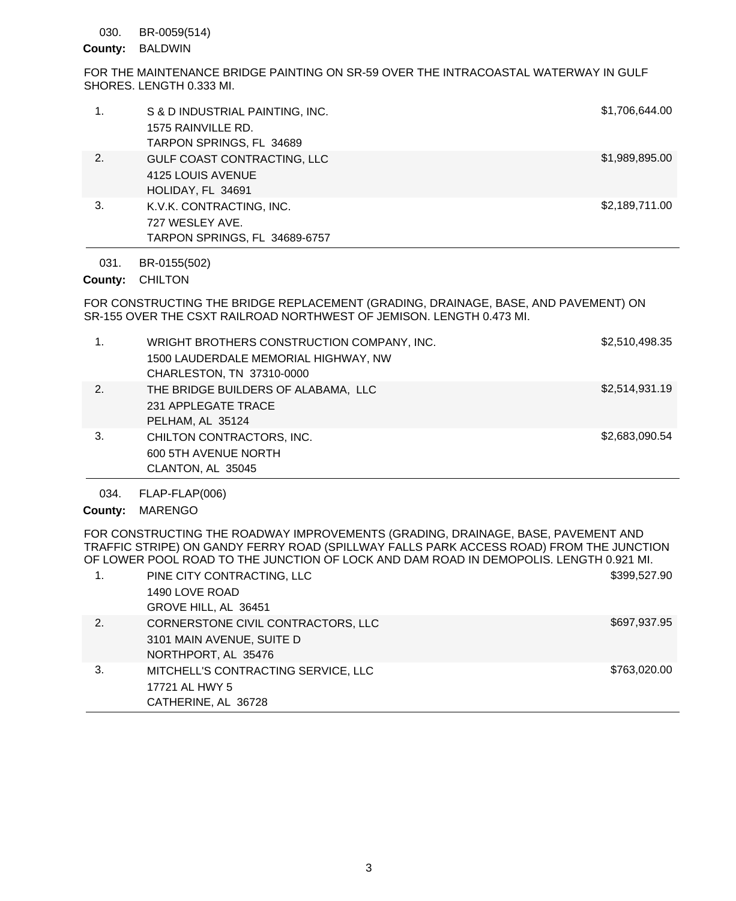030. BR-0059(514)

**County:** BALDWIN

FOR THE MAINTENANCE BRIDGE PAINTING ON SR-59 OVER THE INTRACOASTAL WATERWAY IN GULF SHORES. LENGTH 0.333 MI.

| | Bidder | Amount |
|---|---|---|
| 1. | S & D INDUSTRIAL PAINTING, INC.<br>1575 RAINVILLE RD.<br>TARPON SPRINGS, FL 34689 | $1,706,644.00 |
| 2. | GULF COAST CONTRACTING, LLC<br>4125 LOUIS AVENUE<br>HOLIDAY, FL 34691 | $1,989,895.00 |
| 3. | K.V.K. CONTRACTING, INC.<br>727 WESLEY AVE.<br>TARPON SPRINGS, FL 34689-6757 | $2,189,711.00 |

031. BR-0155(502)

**County:** CHILTON

FOR CONSTRUCTING THE BRIDGE REPLACEMENT (GRADING, DRAINAGE, BASE, AND PAVEMENT) ON SR-155 OVER THE CSXT RAILROAD NORTHWEST OF JEMISON. LENGTH 0.473 MI.

| | Bidder | Amount |
|---|---|---|
| 1. | WRIGHT BROTHERS CONSTRUCTION COMPANY, INC.<br>1500 LAUDERDALE MEMORIAL HIGHWAY, NW<br>CHARLESTON, TN 37310-0000 | $2,510,498.35 |
| 2. | THE BRIDGE BUILDERS OF ALABAMA, LLC<br>231 APPLEGATE TRACE<br>PELHAM, AL 35124 | $2,514,931.19 |
| 3. | CHILTON CONTRACTORS, INC.<br>600 5TH AVENUE NORTH<br>CLANTON, AL 35045 | $2,683,090.54 |

034. FLAP-FLAP(006)

**County:** MARENGO

FOR CONSTRUCTING THE ROADWAY IMPROVEMENTS (GRADING, DRAINAGE, BASE, PAVEMENT AND TRAFFIC STRIPE) ON GANDY FERRY ROAD (SPILLWAY FALLS PARK ACCESS ROAD) FROM THE JUNCTION OF LOWER POOL ROAD TO THE JUNCTION OF LOCK AND DAM ROAD IN DEMOPOLIS. LENGTH 0.921 MI.

| | Bidder | Amount |
|---|---|---|
| 1. | PINE CITY CONTRACTING, LLC<br>1490 LOVE ROAD<br>GROVE HILL, AL 36451 | $399,527.90 |
| 2. | CORNERSTONE CIVIL CONTRACTORS, LLC<br>3101 MAIN AVENUE, SUITE D<br>NORTHPORT, AL 35476 | $697,937.95 |
| 3. | MITCHELL'S CONTRACTING SERVICE, LLC<br>17721 AL HWY 5<br>CATHERINE, AL 36728 | $763,020.00 |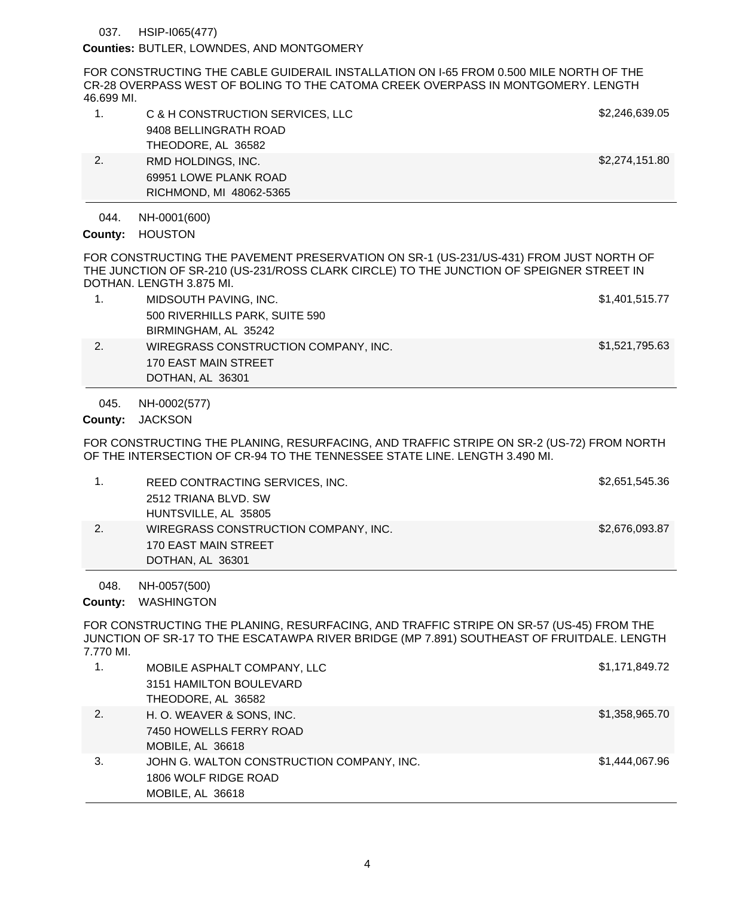037. HSIP-I065(477)

**Counties:** BUTLER, LOWNDES, AND MONTGOMERY

FOR CONSTRUCTING THE CABLE GUIDERAIL INSTALLATION ON I-65 FROM 0.500 MILE NORTH OF THE CR-28 OVERPASS WEST OF BOLING TO THE CATOMA CREEK OVERPASS IN MONTGOMERY. LENGTH 46.699 MI.

| | | |
|---|---|---|
| 1. | C & H CONSTRUCTION SERVICES, LLC<br>9408 BELLINGRATH ROAD<br>THEODORE, AL 36582 | $2,246,639.05 |
| 2. | RMD HOLDINGS, INC.<br>69951 LOWE PLANK ROAD<br>RICHMOND, MI 48062-5365 | $2,274,151.80 |

044. NH-0001(600)

**County:** HOUSTON

FOR CONSTRUCTING THE PAVEMENT PRESERVATION ON SR-1 (US-231/US-431) FROM JUST NORTH OF THE JUNCTION OF SR-210 (US-231/ROSS CLARK CIRCLE) TO THE JUNCTION OF SPEIGNER STREET IN DOTHAN. LENGTH 3.875 MI.

| | | |
|---|---|---|
| 1. | MIDSOUTH PAVING, INC.<br>500 RIVERHILLS PARK, SUITE 590<br>BIRMINGHAM, AL 35242 | $1,401,515.77 |
| 2. | WIREGRASS CONSTRUCTION COMPANY, INC.<br>170 EAST MAIN STREET<br>DOTHAN, AL 36301 | $1,521,795.63 |

045. NH-0002(577)

**County:** JACKSON

FOR CONSTRUCTING THE PLANING, RESURFACING, AND TRAFFIC STRIPE ON SR-2 (US-72) FROM NORTH OF THE INTERSECTION OF CR-94 TO THE TENNESSEE STATE LINE. LENGTH 3.490 MI.

| | | |
|---|---|---|
| 1. | REED CONTRACTING SERVICES, INC.<br>2512 TRIANA BLVD. SW<br>HUNTSVILLE, AL 35805 | $2,651,545.36 |
| 2. | WIREGRASS CONSTRUCTION COMPANY, INC.<br>170 EAST MAIN STREET<br>DOTHAN, AL 36301 | $2,676,093.87 |

048. NH-0057(500)

**County:** WASHINGTON

FOR CONSTRUCTING THE PLANING, RESURFACING, AND TRAFFIC STRIPE ON SR-57 (US-45) FROM THE JUNCTION OF SR-17 TO THE ESCATAWPA RIVER BRIDGE (MP 7.891) SOUTHEAST OF FRUITDALE. LENGTH 7.770 MI.

| | | |
|---|---|---|
| 1. | MOBILE ASPHALT COMPANY, LLC<br>3151 HAMILTON BOULEVARD<br>THEODORE, AL 36582 | $1,171,849.72 |
| 2. | H. O. WEAVER & SONS, INC.<br>7450 HOWELLS FERRY ROAD<br>MOBILE, AL 36618 | $1,358,965.70 |
| 3. | JOHN G. WALTON CONSTRUCTION COMPANY, INC.<br>1806 WOLF RIDGE ROAD<br>MOBILE, AL 36618 | $1,444,067.96 |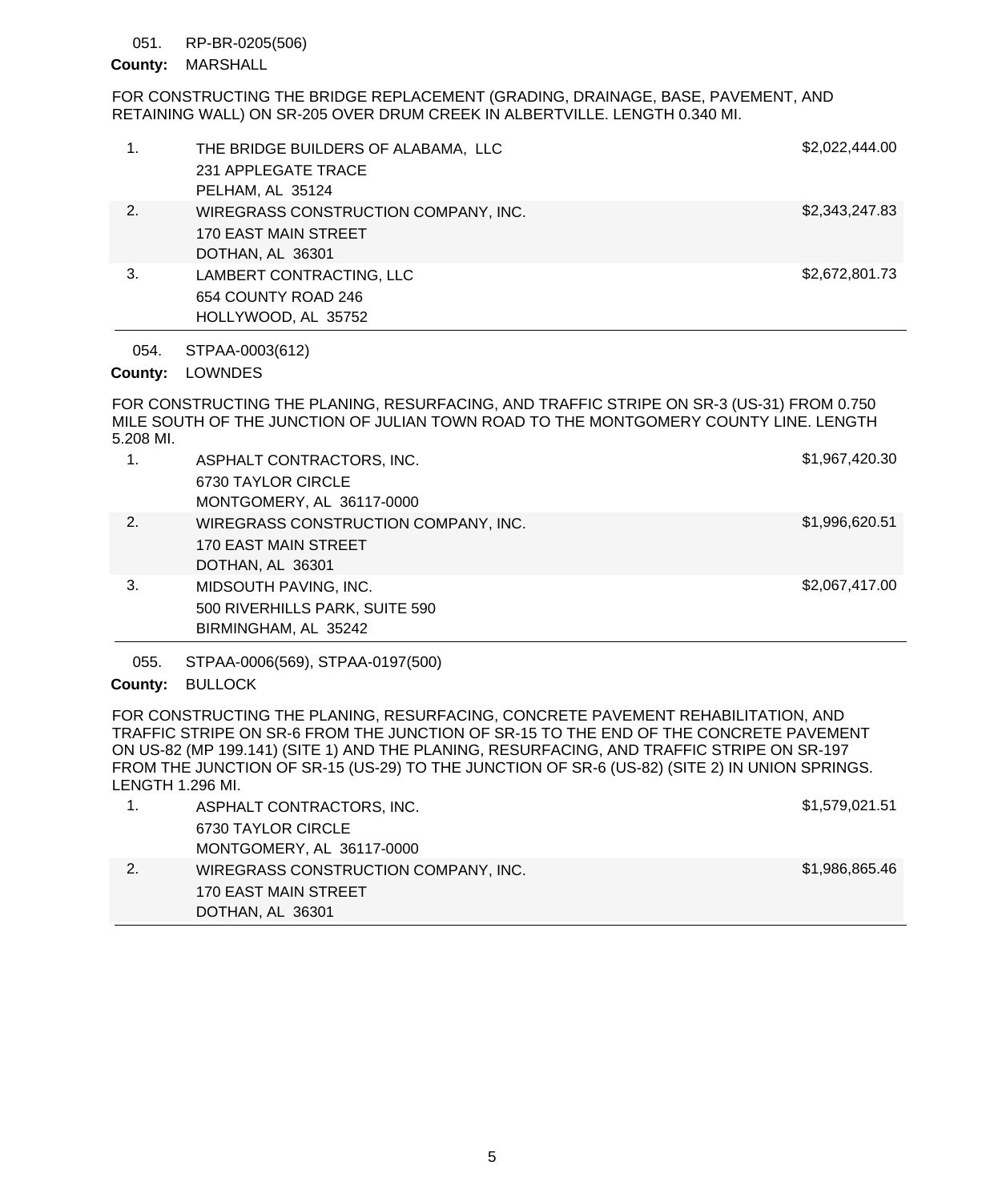051. RP-BR-0205(506)

**County:** MARSHALL

FOR CONSTRUCTING THE BRIDGE REPLACEMENT (GRADING, DRAINAGE, BASE, PAVEMENT, AND RETAINING WALL) ON SR-205 OVER DRUM CREEK IN ALBERTVILLE. LENGTH 0.340 MI.

| | Bidder | Amount |
|---|---|---|
| 1. | THE BRIDGE BUILDERS OF ALABAMA, LLC<br>231 APPLEGATE TRACE<br>PELHAM, AL 35124 | $2,022,444.00 |
| 2. | WIREGRASS CONSTRUCTION COMPANY, INC.<br>170 EAST MAIN STREET<br>DOTHAN, AL 36301 | $2,343,247.83 |
| 3. | LAMBERT CONTRACTING, LLC<br>654 COUNTY ROAD 246<br>HOLLYWOOD, AL 35752 | $2,672,801.73 |

054. STPAA-0003(612)

**County:** LOWNDES

FOR CONSTRUCTING THE PLANING, RESURFACING, AND TRAFFIC STRIPE ON SR-3 (US-31) FROM 0.750 MILE SOUTH OF THE JUNCTION OF JULIAN TOWN ROAD TO THE MONTGOMERY COUNTY LINE. LENGTH 5.208 MI.

| | Bidder | Amount |
|---|---|---|
| 1. | ASPHALT CONTRACTORS, INC.<br>6730 TAYLOR CIRCLE<br>MONTGOMERY, AL 36117-0000 | $1,967,420.30 |
| 2. | WIREGRASS CONSTRUCTION COMPANY, INC.<br>170 EAST MAIN STREET<br>DOTHAN, AL 36301 | $1,996,620.51 |
| 3. | MIDSOUTH PAVING, INC.<br>500 RIVERHILLS PARK, SUITE 590<br>BIRMINGHAM, AL 35242 | $2,067,417.00 |

055. STPAA-0006(569), STPAA-0197(500)

**County:** BULLOCK

FOR CONSTRUCTING THE PLANING, RESURFACING, CONCRETE PAVEMENT REHABILITATION, AND TRAFFIC STRIPE ON SR-6 FROM THE JUNCTION OF SR-15 TO THE END OF THE CONCRETE PAVEMENT ON US-82 (MP 199.141) (SITE 1) AND THE PLANING, RESURFACING, AND TRAFFIC STRIPE ON SR-197 FROM THE JUNCTION OF SR-15 (US-29) TO THE JUNCTION OF SR-6 (US-82) (SITE 2) IN UNION SPRINGS. LENGTH 1.296 MI.

| | Bidder | Amount |
|---|---|---|
| 1. | ASPHALT CONTRACTORS, INC.<br>6730 TAYLOR CIRCLE<br>MONTGOMERY, AL 36117-0000 | $1,579,021.51 |
| 2. | WIREGRASS CONSTRUCTION COMPANY, INC.<br>170 EAST MAIN STREET<br>DOTHAN, AL 36301 | $1,986,865.46 |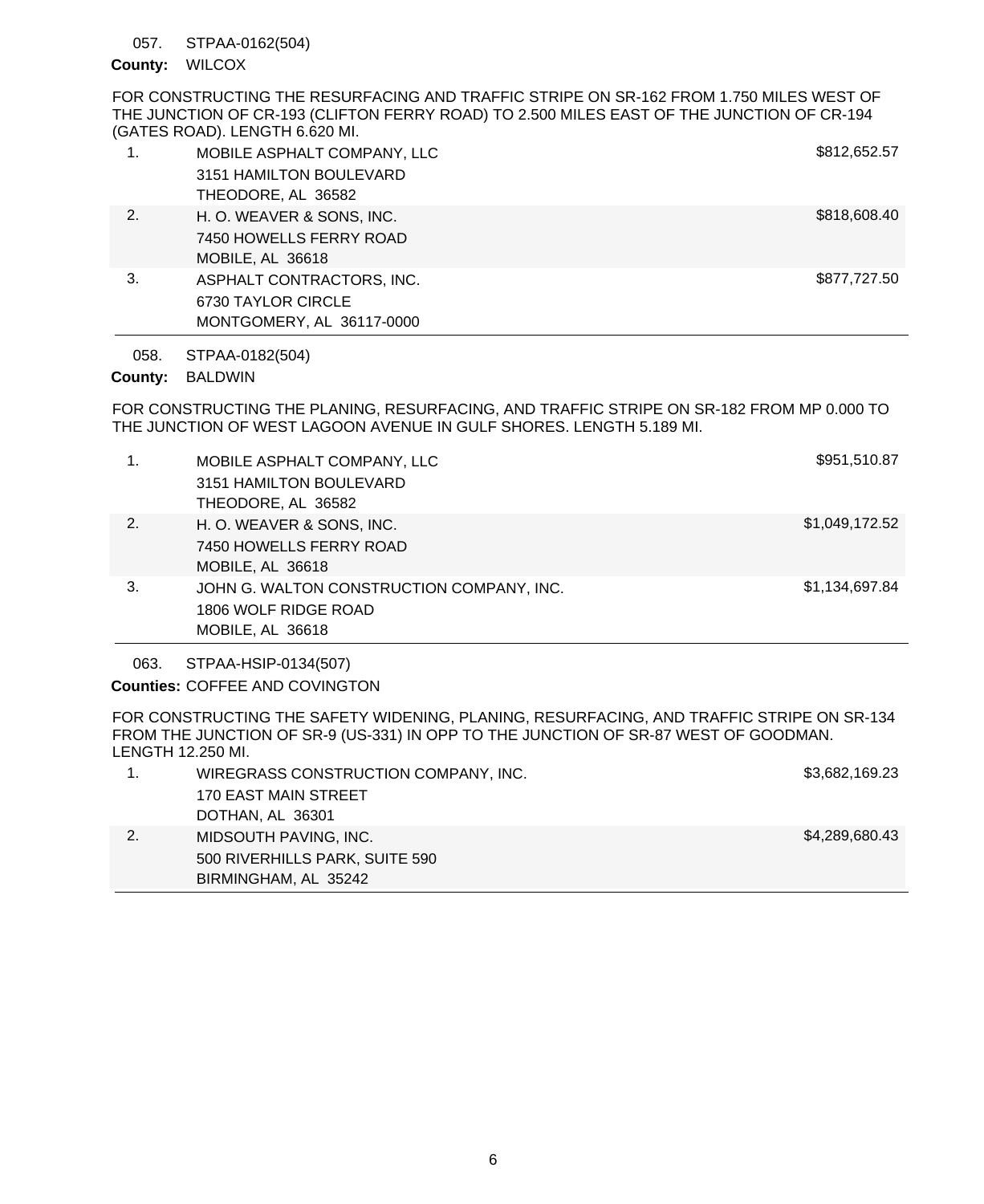057. STPAA-0162(504)

**County:** WILCOX

FOR CONSTRUCTING THE RESURFACING AND TRAFFIC STRIPE ON SR-162 FROM 1.750 MILES WEST OF THE JUNCTION OF CR-193 (CLIFTON FERRY ROAD) TO 2.500 MILES EAST OF THE JUNCTION OF CR-194 (GATES ROAD). LENGTH 6.620 MI.

| | Bidder | Amount |
|---|---|---|
| 1. | MOBILE ASPHALT COMPANY, LLC<br>3151 HAMILTON BOULEVARD<br>THEODORE, AL 36582 | $812,652.57 |
| 2. | H. O. WEAVER & SONS, INC.<br>7450 HOWELLS FERRY ROAD<br>MOBILE, AL 36618 | $818,608.40 |
| 3. | ASPHALT CONTRACTORS, INC.<br>6730 TAYLOR CIRCLE<br>MONTGOMERY, AL 36117-0000 | $877,727.50 |

058. STPAA-0182(504)

**County:** BALDWIN

FOR CONSTRUCTING THE PLANING, RESURFACING, AND TRAFFIC STRIPE ON SR-182 FROM MP 0.000 TO THE JUNCTION OF WEST LAGOON AVENUE IN GULF SHORES. LENGTH 5.189 MI.

| | Bidder | Amount |
|---|---|---|
| 1. | MOBILE ASPHALT COMPANY, LLC<br>3151 HAMILTON BOULEVARD<br>THEODORE, AL 36582 | $951,510.87 |
| 2. | H. O. WEAVER & SONS, INC.<br>7450 HOWELLS FERRY ROAD<br>MOBILE, AL 36618 | $1,049,172.52 |
| 3. | JOHN G. WALTON CONSTRUCTION COMPANY, INC.<br>1806 WOLF RIDGE ROAD<br>MOBILE, AL 36618 | $1,134,697.84 |

063. STPAA-HSIP-0134(507)

**Counties:** COFFEE AND COVINGTON

FOR CONSTRUCTING THE SAFETY WIDENING, PLANING, RESURFACING, AND TRAFFIC STRIPE ON SR-134 FROM THE JUNCTION OF SR-9 (US-331) IN OPP TO THE JUNCTION OF SR-87 WEST OF GOODMAN. LENGTH 12.250 MI.

| | Bidder | Amount |
|---|---|---|
| 1. | WIREGRASS CONSTRUCTION COMPANY, INC.<br>170 EAST MAIN STREET<br>DOTHAN, AL 36301 | $3,682,169.23 |
| 2. | MIDSOUTH PAVING, INC.<br>500 RIVERHILLS PARK, SUITE 590<br>BIRMINGHAM, AL 35242 | $4,289,680.43 |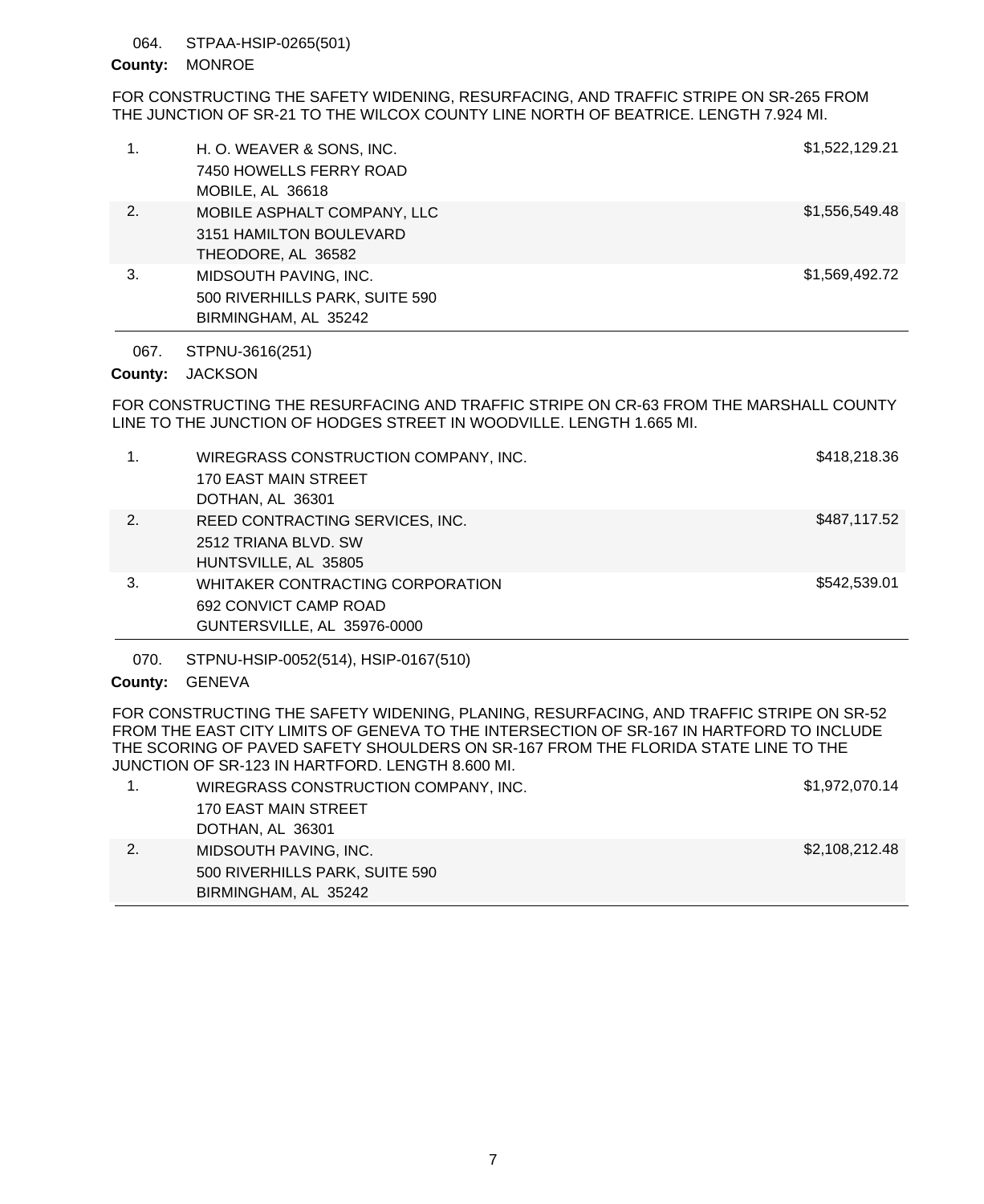064. STPAA-HSIP-0265(501)

**County:** MONROE

FOR CONSTRUCTING THE SAFETY WIDENING, RESURFACING, AND TRAFFIC STRIPE ON SR-265 FROM THE JUNCTION OF SR-21 TO THE WILCOX COUNTY LINE NORTH OF BEATRICE. LENGTH 7.924 MI.

| | Bidder | Amount |
|---|---|---|
| 1. | H. O. WEAVER & SONS, INC.<br>7450 HOWELLS FERRY ROAD<br>MOBILE, AL 36618 | $1,522,129.21 |
| 2. | MOBILE ASPHALT COMPANY, LLC<br>3151 HAMILTON BOULEVARD<br>THEODORE, AL 36582 | $1,556,549.48 |
| 3. | MIDSOUTH PAVING, INC.<br>500 RIVERHILLS PARK, SUITE 590<br>BIRMINGHAM, AL 35242 | $1,569,492.72 |

067. STPNU-3616(251)

**County:** JACKSON

FOR CONSTRUCTING THE RESURFACING AND TRAFFIC STRIPE ON CR-63 FROM THE MARSHALL COUNTY LINE TO THE JUNCTION OF HODGES STREET IN WOODVILLE. LENGTH 1.665 MI.

| | Bidder | Amount |
|---|---|---|
| 1. | WIREGRASS CONSTRUCTION COMPANY, INC.<br>170 EAST MAIN STREET<br>DOTHAN, AL 36301 | $418,218.36 |
| 2. | REED CONTRACTING SERVICES, INC.<br>2512 TRIANA BLVD. SW<br>HUNTSVILLE, AL 35805 | $487,117.52 |
| 3. | WHITAKER CONTRACTING CORPORATION<br>692 CONVICT CAMP ROAD<br>GUNTERSVILLE, AL 35976-0000 | $542,539.01 |

070. STPNU-HSIP-0052(514), HSIP-0167(510)

**County:** GENEVA

FOR CONSTRUCTING THE SAFETY WIDENING, PLANING, RESURFACING, AND TRAFFIC STRIPE ON SR-52 FROM THE EAST CITY LIMITS OF GENEVA TO THE INTERSECTION OF SR-167 IN HARTFORD TO INCLUDE THE SCORING OF PAVED SAFETY SHOULDERS ON SR-167 FROM THE FLORIDA STATE LINE TO THE JUNCTION OF SR-123 IN HARTFORD. LENGTH 8.600 MI.

| | Bidder | Amount |
|---|---|---|
| 1. | WIREGRASS CONSTRUCTION COMPANY, INC.<br>170 EAST MAIN STREET<br>DOTHAN, AL 36301 | $1,972,070.14 |
| 2. | MIDSOUTH PAVING, INC.<br>500 RIVERHILLS PARK, SUITE 590<br>BIRMINGHAM, AL 35242 | $2,108,212.48 |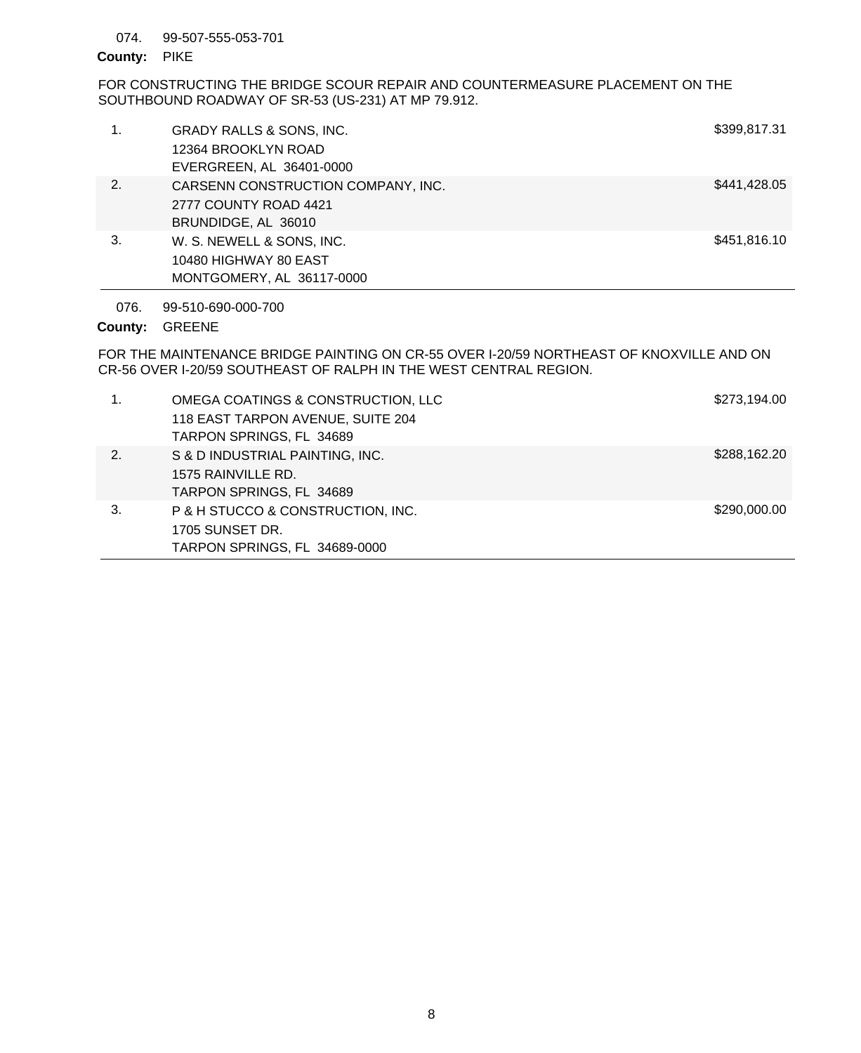074. 99-507-555-053-701

**County:** PIKE

FOR CONSTRUCTING THE BRIDGE SCOUR REPAIR AND COUNTERMEASURE PLACEMENT ON THE SOUTHBOUND ROADWAY OF SR-53 (US-231) AT MP 79.912.

| | | |
|---|---|---|
| 1. | GRADY RALLS & SONS, INC.<br>12364 BROOKLYN ROAD<br>EVERGREEN, AL 36401-0000 | $399,817.31 |
| 2. | CARSENN CONSTRUCTION COMPANY, INC.<br>2777 COUNTY ROAD 4421<br>BRUNDIDGE, AL 36010 | $441,428.05 |
| 3. | W. S. NEWELL & SONS, INC.<br>10480 HIGHWAY 80 EAST<br>MONTGOMERY, AL 36117-0000 | $451,816.10 |

076. 99-510-690-000-700

**County:** GREENE

FOR THE MAINTENANCE BRIDGE PAINTING ON CR-55 OVER I-20/59 NORTHEAST OF KNOXVILLE AND ON CR-56 OVER I-20/59 SOUTHEAST OF RALPH IN THE WEST CENTRAL REGION.

| | | |
|---|---|---|
| 1. | OMEGA COATINGS & CONSTRUCTION, LLC<br>118 EAST TARPON AVENUE, SUITE 204<br>TARPON SPRINGS, FL 34689 | $273,194.00 |
| 2. | S & D INDUSTRIAL PAINTING, INC.<br>1575 RAINVILLE RD.<br>TARPON SPRINGS, FL 34689 | $288,162.20 |
| 3. | P & H STUCCO & CONSTRUCTION, INC.<br>1705 SUNSET DR.<br>TARPON SPRINGS, FL 34689-0000 | $290,000.00 |